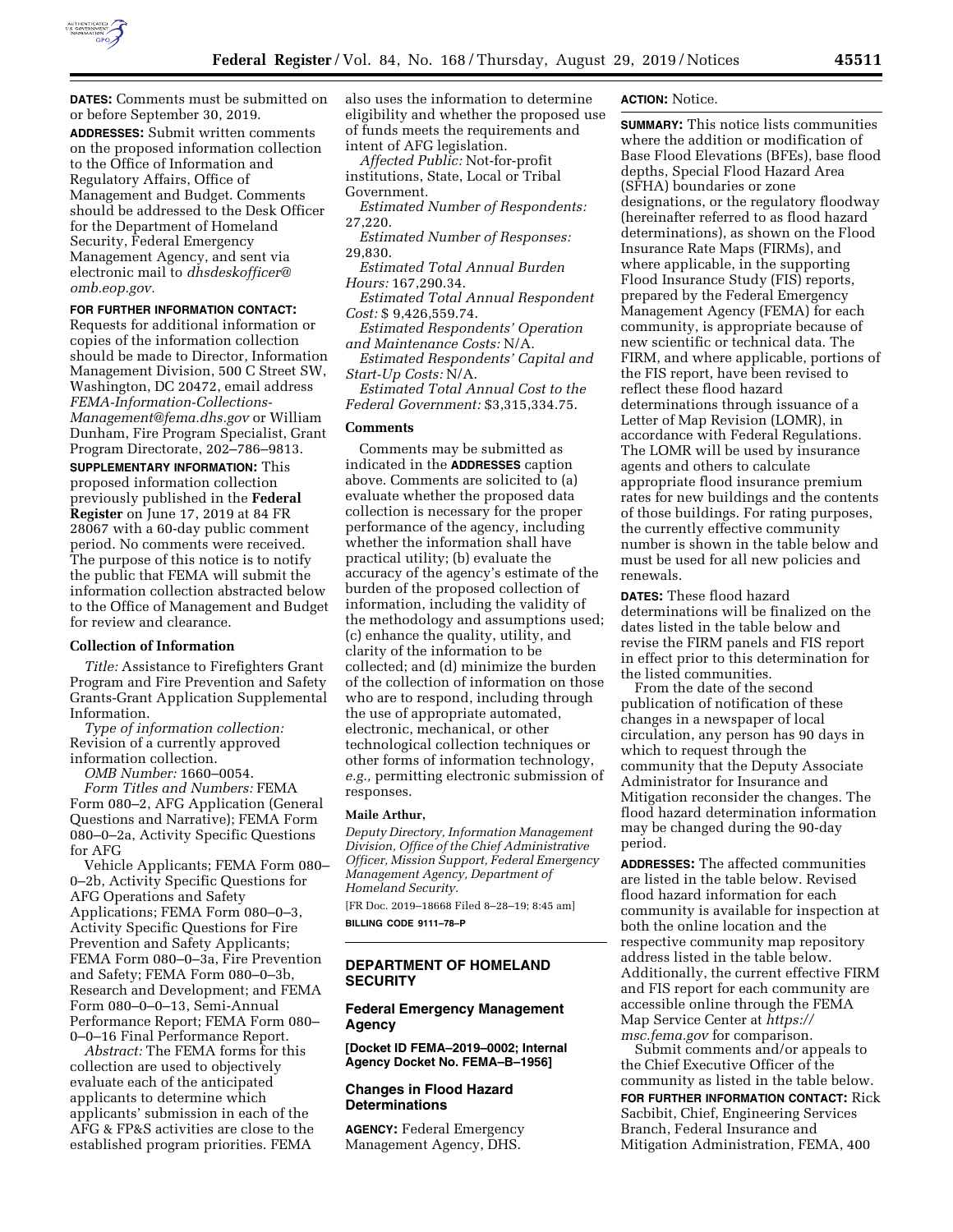**DATES:** Comments must be submitted on or before September 30, 2019.

**ADDRESSES:** Submit written comments on the proposed information collection to the Office of Information and Regulatory Affairs, Office of Management and Budget. Comments should be addressed to the Desk Officer for the Department of Homeland Security, Federal Emergency Management Agency, and sent via electronic mail to *dhsdeskofficer@omb.eop.gov.*

**FOR FURTHER INFORMATION CONTACT:** Requests for additional information or copies of the information collection should be made to Director, Information Management Division, 500 C Street SW, Washington, DC 20472, email address *FEMA-Information-Collections-Management@fema.dhs.gov* or William Dunham, Fire Program Specialist, Grant Program Directorate, 202–786–9813.

**SUPPLEMENTARY INFORMATION:** This proposed information collection previously published in the **Federal Register** on June 17, 2019 at 84 FR 28067 with a 60-day public comment period. No comments were received. The purpose of this notice is to notify the public that FEMA will submit the information collection abstracted below to the Office of Management and Budget for review and clearance.

### Collection of Information

*Title:* Assistance to Firefighters Grant Program and Fire Prevention and Safety Grants-Grant Application Supplemental Information.

*Type of information collection:* Revision of a currently approved information collection.

*OMB Number:* 1660–0054.

*Form Titles and Numbers:* FEMA Form 080–2, AFG Application (General Questions and Narrative); FEMA Form 080–0–2a, Activity Specific Questions for AFG

Vehicle Applicants; FEMA Form 080–0–2b, Activity Specific Questions for AFG Operations and Safety Applications; FEMA Form 080–0–3, Activity Specific Questions for Fire Prevention and Safety Applicants; FEMA Form 080–0–3a, Fire Prevention and Safety; FEMA Form 080–0–3b, Research and Development; and FEMA Form 080–0–0–13, Semi-Annual Performance Report; FEMA Form 080–0–0–16 Final Performance Report.

*Abstract:* The FEMA forms for this collection are used to objectively evaluate each of the anticipated applicants to determine which applicants' submission in each of the AFG & FP&S activities are close to the established program priorities. FEMA also uses the information to determine eligibility and whether the proposed use of funds meets the requirements and intent of AFG legislation.

*Affected Public:* Not-for-profit institutions, State, Local or Tribal Government.

*Estimated Number of Respondents:* 27,220.

*Estimated Number of Responses:* 29,830.

*Estimated Total Annual Burden Hours:* 167,290.34.

*Estimated Total Annual Respondent Cost:* $ 9,426,559.74.

*Estimated Respondents' Operation and Maintenance Costs:* N/A.

*Estimated Respondents' Capital and Start-Up Costs:* N/A.

*Estimated Total Annual Cost to the Federal Government:* $3,315,334.75.

### Comments

Comments may be submitted as indicated in the **ADDRESSES** caption above. Comments are solicited to (a) evaluate whether the proposed data collection is necessary for the proper performance of the agency, including whether the information shall have practical utility; (b) evaluate the accuracy of the agency's estimate of the burden of the proposed collection of information, including the validity of the methodology and assumptions used; (c) enhance the quality, utility, and clarity of the information to be collected; and (d) minimize the burden of the collection of information on those who are to respond, including through the use of appropriate automated, electronic, mechanical, or other technological collection techniques or other forms of information technology, *e.g.,* permitting electronic submission of responses.

**Maile Arthur,**

*Deputy Directory, Information Management Division, Office of the Chief Administrative Officer, Mission Support, Federal Emergency Management Agency, Department of Homeland Security.*

[FR Doc. 2019–18668 Filed 8–28–19; 8:45 am]

**BILLING CODE 9111–78–P**

## DEPARTMENT OF HOMELAND SECURITY

### Federal Emergency Management Agency

**[Docket ID FEMA–2019–0002; Internal Agency Docket No. FEMA–B–1956]**

### Changes in Flood Hazard Determinations

**AGENCY:** Federal Emergency Management Agency, DHS.

**ACTION:** Notice.

**SUMMARY:** This notice lists communities where the addition or modification of Base Flood Elevations (BFEs), base flood depths, Special Flood Hazard Area (SFHA) boundaries or zone designations, or the regulatory floodway (hereinafter referred to as flood hazard determinations), as shown on the Flood Insurance Rate Maps (FIRMs), and where applicable, in the supporting Flood Insurance Study (FIS) reports, prepared by the Federal Emergency Management Agency (FEMA) for each community, is appropriate because of new scientific or technical data. The FIRM, and where applicable, portions of the FIS report, have been revised to reflect these flood hazard determinations through issuance of a Letter of Map Revision (LOMR), in accordance with Federal Regulations. The LOMR will be used by insurance agents and others to calculate appropriate flood insurance premium rates for new buildings and the contents of those buildings. For rating purposes, the currently effective community number is shown in the table below and must be used for all new policies and renewals.

**DATES:** These flood hazard determinations will be finalized on the dates listed in the table below and revise the FIRM panels and FIS report in effect prior to this determination for the listed communities.

From the date of the second publication of notification of these changes in a newspaper of local circulation, any person has 90 days in which to request through the community that the Deputy Associate Administrator for Insurance and Mitigation reconsider the changes. The flood hazard determination information may be changed during the 90-day period.

**ADDRESSES:** The affected communities are listed in the table below. Revised flood hazard information for each community is available for inspection at both the online location and the respective community map repository address listed in the table below. Additionally, the current effective FIRM and FIS report for each community are accessible online through the FEMA Map Service Center at *https://msc.fema.gov* for comparison.

Submit comments and/or appeals to the Chief Executive Officer of the community as listed in the table below.

**FOR FURTHER INFORMATION CONTACT:** Rick Sacbibit, Chief, Engineering Services Branch, Federal Insurance and Mitigation Administration, FEMA, 400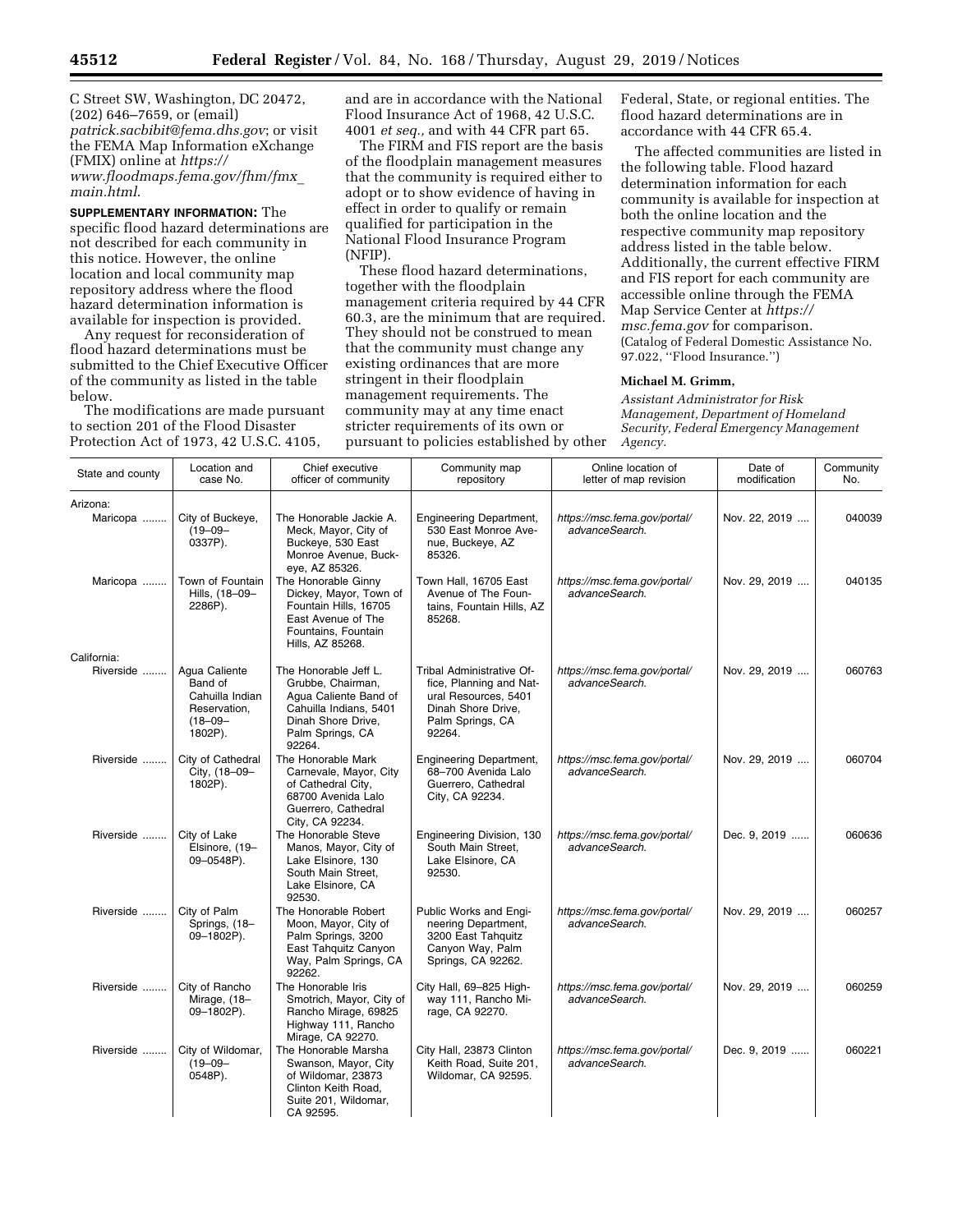C Street SW, Washington, DC 20472, (202) 646–7659, or (email) *patrick.sacbibit@fema.dhs.gov*; or visit the FEMA Map Information eXchange (FMIX) online at *https://www.floodmaps.fema.gov/fhm/fmx_main.html.*

**SUPPLEMENTARY INFORMATION:** The specific flood hazard determinations are not described for each community in this notice. However, the online location and local community map repository address where the flood hazard determination information is available for inspection is provided.

Any request for reconsideration of flood hazard determinations must be submitted to the Chief Executive Officer of the community as listed in the table below.

The modifications are made pursuant to section 201 of the Flood Disaster Protection Act of 1973, 42 U.S.C. 4105, and are in accordance with the National Flood Insurance Act of 1968, 42 U.S.C. 4001 *et seq.,* and with 44 CFR part 65.

The FIRM and FIS report are the basis of the floodplain management measures that the community is required either to adopt or to show evidence of having in effect in order to qualify or remain qualified for participation in the National Flood Insurance Program (NFIP).

These flood hazard determinations, together with the floodplain management criteria required by 44 CFR 60.3, are the minimum that are required. They should not be construed to mean that the community must change any existing ordinances that are more stringent in their floodplain management requirements. The community may at any time enact stricter requirements of its own or pursuant to policies established by other Federal, State, or regional entities. The flood hazard determinations are in accordance with 44 CFR 65.4.

The affected communities are listed in the following table. Flood hazard determination information for each community is available for inspection at both the online location and the respective community map repository address listed in the table below. Additionally, the current effective FIRM and FIS report for each community are accessible online through the FEMA Map Service Center at *https://msc.fema.gov* for comparison.

(Catalog of Federal Domestic Assistance No. 97.022, ''Flood Insurance.'')

**Michael M. Grimm,**

*Assistant Administrator for Risk Management, Department of Homeland Security, Federal Emergency Management Agency.*

| State and county | Location and case No. | Chief executive officer of community | Community map repository | Online location of letter of map revision | Date of modification | Community No. |
|---|---|---|---|---|---|---|
| Arizona: | | | | | | |
| Maricopa ........ | City of Buckeye, (19–09–0337P). | The Honorable Jackie A. Meck, Mayor, City of Buckeye, 530 East Monroe Avenue, Buckeye, AZ 85326. | Engineering Department, 530 East Monroe Avenue, Buckeye, AZ 85326. | *https://msc.fema.gov/portal/advanceSearch.* | Nov. 22, 2019 .... | 040039 |
| Maricopa ........ | Town of Fountain Hills, (18–09–2286P). | The Honorable Ginny Dickey, Mayor, Town of Fountain Hills, 16705 East Avenue of The Fountains, Fountain Hills, AZ 85268. | Town Hall, 16705 East Avenue of The Fountains, Fountain Hills, AZ 85268. | *https://msc.fema.gov/portal/advanceSearch.* | Nov. 29, 2019 .... | 040135 |
| California: | | | | | | |
| Riverside ........ | Agua Caliente Band of Cahuilla Indian Reservation, (18–09–1802P). | The Honorable Jeff L. Grubbe, Chairman, Agua Caliente Band of Cahuilla Indians, 5401 Dinah Shore Drive, Palm Springs, CA 92264. | Tribal Administrative Office, Planning and Natural Resources, 5401 Dinah Shore Drive, Palm Springs, CA 92264. | *https://msc.fema.gov/portal/advanceSearch.* | Nov. 29, 2019 .... | 060763 |
| Riverside ........ | City of Cathedral City, (18–09–1802P). | The Honorable Mark Carnevale, Mayor, City of Cathedral City, 68700 Avenida Lalo Guerrero, Cathedral City, CA 92234. | Engineering Department, 68–700 Avenida Lalo Guerrero, Cathedral City, CA 92234. | *https://msc.fema.gov/portal/advanceSearch.* | Nov. 29, 2019 .... | 060704 |
| Riverside ........ | City of Lake Elsinore, (19–09–0548P). | The Honorable Steve Manos, Mayor, City of Lake Elsinore, 130 South Main Street, Lake Elsinore, CA 92530. | Engineering Division, 130 South Main Street, Lake Elsinore, CA 92530. | *https://msc.fema.gov/portal/advanceSearch.* | Dec. 9, 2019 ...... | 060636 |
| Riverside ........ | City of Palm Springs, (18–09–1802P). | The Honorable Robert Moon, Mayor, City of Palm Springs, 3200 East Tahquitz Canyon Way, Palm Springs, CA 92262. | Public Works and Engineering Department, 3200 East Tahquitz Canyon Way, Palm Springs, CA 92262. | *https://msc.fema.gov/portal/advanceSearch.* | Nov. 29, 2019 .... | 060257 |
| Riverside ........ | City of Rancho Mirage, (18–09–1802P). | The Honorable Iris Smotrich, Mayor, City of Rancho Mirage, 69825 Highway 111, Rancho Mirage, CA 92270. | City Hall, 69–825 Highway 111, Rancho Mirage, CA 92270. | *https://msc.fema.gov/portal/advanceSearch.* | Nov. 29, 2019 .... | 060259 |
| Riverside ........ | City of Wildomar, (19–09–0548P). | The Honorable Marsha Swanson, Mayor, City of Wildomar, 23873 Clinton Keith Road, Suite 201, Wildomar, CA 92595. | City Hall, 23873 Clinton Keith Road, Suite 201, Wildomar, CA 92595. | *https://msc.fema.gov/portal/advanceSearch.* | Dec. 9, 2019 ...... | 060221 |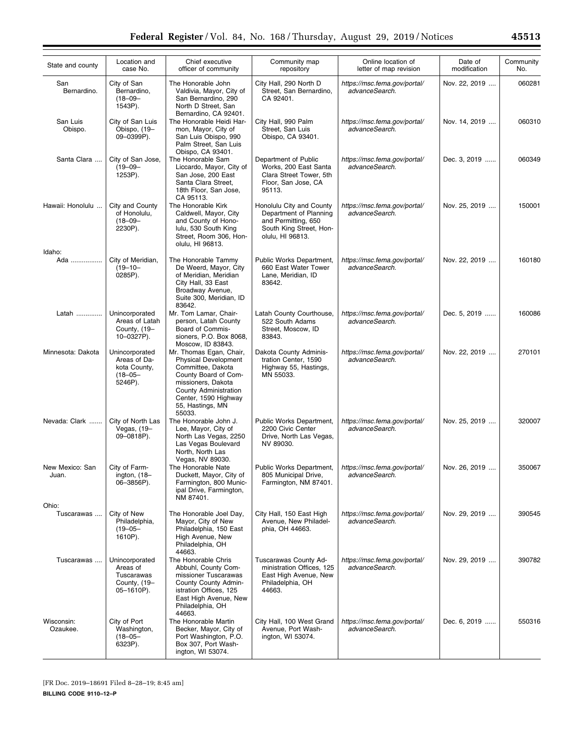| State and county | Location and case No. | Chief executive officer of community | Community map repository | Online location of letter of map revision | Date of modification | Community No. |
|---|---|---|---|---|---|---|
| San Bernardino. | City of San Bernardino, (18–09–1543P). | The Honorable John Valdivia, Mayor, City of San Bernardino, 290 North D Street, San Bernardino, CA 92401. | City Hall, 290 North D Street, San Bernardino, CA 92401. | *https://msc.fema.gov/portal/advanceSearch.* | Nov. 22, 2019 | 060281 |
| San Luis Obispo. | City of San Luis Obispo, (19–09–0399P). | The Honorable Heidi Harmon, Mayor, City of San Luis Obispo, 990 Palm Street, San Luis Obispo, CA 93401. | City Hall, 990 Palm Street, San Luis Obispo, CA 93401. | *https://msc.fema.gov/portal/advanceSearch.* | Nov. 14, 2019 | 060310 |
| Santa Clara | City of San Jose, (19–09–1253P). | The Honorable Sam Liccardo, Mayor, City of San Jose, 200 East Santa Clara Street, 18th Floor, San Jose, CA 95113. | Department of Public Works, 200 East Santa Clara Street Tower, 5th Floor, San Jose, CA 95113. | *https://msc.fema.gov/portal/advanceSearch.* | Dec. 3, 2019 | 060349 |
| Hawaii: Honolulu | City and County of Honolulu, (18–09–2230P). | The Honorable Kirk Caldwell, Mayor, City and County of Honolulu, 530 South King Street, Room 306, Honolulu, HI 96813. | Honolulu City and County Department of Planning and Permitting, 650 South King Street, Honolulu, HI 96813. | *https://msc.fema.gov/portal/advanceSearch.* | Nov. 25, 2019 | 150001 |
| Idaho: | | | | | | |
| Ada | City of Meridian, (19–10–0285P). | The Honorable Tammy De Weerd, Mayor, City of Meridian, Meridian City Hall, 33 East Broadway Avenue, Suite 300, Meridian, ID 83642. | Public Works Department, 660 East Water Tower Lane, Meridian, ID 83642. | *https://msc.fema.gov/portal/advanceSearch.* | Nov. 22, 2019 | 160180 |
| Latah | Unincorporated Areas of Latah County, (19–10–0327P). | Mr. Tom Lamar, Chairperson, Latah County Board of Commissioners, P.O. Box 8068, Moscow, ID 83843. | Latah County Courthouse, 522 South Adams Street, Moscow, ID 83843. | *https://msc.fema.gov/portal/advanceSearch.* | Dec. 5, 2019 | 160086 |
| Minnesota: Dakota | Unincorporated Areas of Dakota County, (18–05–5246P). | Mr. Thomas Egan, Chair, Physical Development Committee, Dakota County Board of Commissioners, Dakota County Administration Center, 1590 Highway 55, Hastings, MN 55033. | Dakota County Administration Center, 1590 Highway 55, Hastings, MN 55033. | *https://msc.fema.gov/portal/advanceSearch.* | Nov. 22, 2019 | 270101 |
| Nevada: Clark | City of North Las Vegas, (19–09–0818P). | The Honorable John J. Lee, Mayor, City of North Las Vegas, 2250 Las Vegas Boulevard North, North Las Vegas, NV 89030. | Public Works Department, 2200 Civic Center Drive, North Las Vegas, NV 89030. | *https://msc.fema.gov/portal/advanceSearch.* | Nov. 25, 2019 | 320007 |
| New Mexico: San Juan. | City of Farmington, (18–06–3856P). | The Honorable Nate Duckett, Mayor, City of Farmington, 800 Municipal Drive, Farmington, NM 87401. | Public Works Department, 805 Municipal Drive, Farmington, NM 87401. | *https://msc.fema.gov/portal/advanceSearch.* | Nov. 26, 2019 | 350067 |
| Ohio: | | | | | | |
| Tuscarawas | City of New Philadelphia, (19–05–1610P). | The Honorable Joel Day, Mayor, City of New Philadelphia, 150 East High Avenue, New Philadelphia, OH 44663. | City Hall, 150 East High Avenue, New Philadelphia, OH 44663. | *https://msc.fema.gov/portal/advanceSearch.* | Nov. 29, 2019 | 390545 |
| Tuscarawas | Unincorporated Areas of Tuscarawas County, (19–05–1610P). | The Honorable Chris Abbuhl, County Commissioner Tuscarawas County County Administration Offices, 125 East High Avenue, New Philadelphia, OH 44663. | Tuscarawas County Administration Offices, 125 East High Avenue, New Philadelphia, OH 44663. | *https://msc.fema.gov/portal/advanceSearch.* | Nov. 29, 2019 | 390782 |
| Wisconsin: Ozaukee. | City of Port Washington, (18–05–6323P). | The Honorable Martin Becker, Mayor, City of Port Washington, P.O. Box 307, Port Washington, WI 53074. | City Hall, 100 West Grand Avenue, Port Washington, WI 53074. | *https://msc.fema.gov/portal/advanceSearch.* | Dec. 6, 2019 | 550316 |

[FR Doc. 2019–18691 Filed 8–28–19; 8:45 am]

**BILLING CODE 9110–12–P**